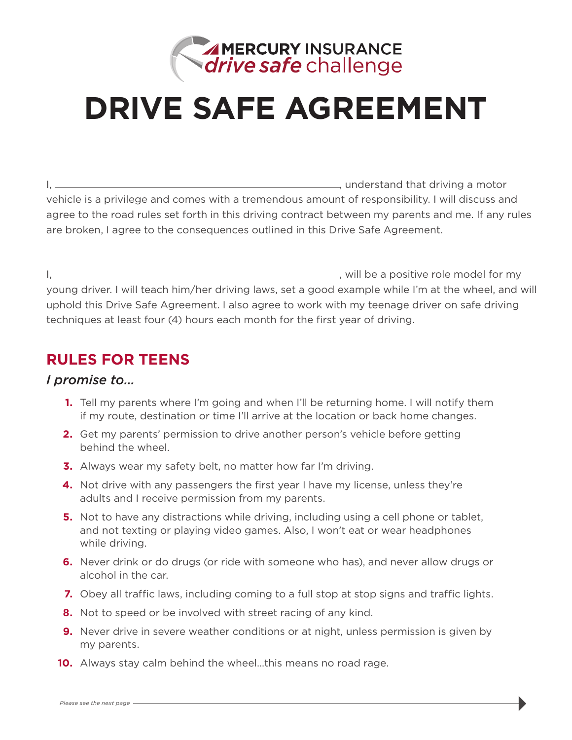MERCURY INSURANCE
*drive safe* challenge

# DRIVE SAFE AGREEMENT

I, ______________________________________________, understand that driving a motor vehicle is a privilege and comes with a tremendous amount of responsibility. I will discuss and agree to the road rules set forth in this driving contract between my parents and me. If any rules are broken, I agree to the consequences outlined in this Drive Safe Agreement.

I, ______________________________________________, will be a positive role model for my young driver. I will teach him/her driving laws, set a good example while I'm at the wheel, and will uphold this Drive Safe Agreement. I also agree to work with my teenage driver on safe driving techniques at least four (4) hours each month for the first year of driving.

## RULES FOR TEENS

### *I promise to...*

1. Tell my parents where I'm going and when I'll be returning home. I will notify them if my route, destination or time I'll arrive at the location or back home changes.
2. Get my parents' permission to drive another person's vehicle before getting behind the wheel.
3. Always wear my safety belt, no matter how far I'm driving.
4. Not drive with any passengers the first year I have my license, unless they're adults and I receive permission from my parents.
5. Not to have any distractions while driving, including using a cell phone or tablet, and not texting or playing video games. Also, I won't eat or wear headphones while driving.
6. Never drink or do drugs (or ride with someone who has), and never allow drugs or alcohol in the car.
7. Obey all traffic laws, including coming to a full stop at stop signs and traffic lights.
8. Not to speed or be involved with street racing of any kind.
9. Never drive in severe weather conditions or at night, unless permission is given by my parents.
10. Always stay calm behind the wheel...this means no road rage.

*Please see the next page*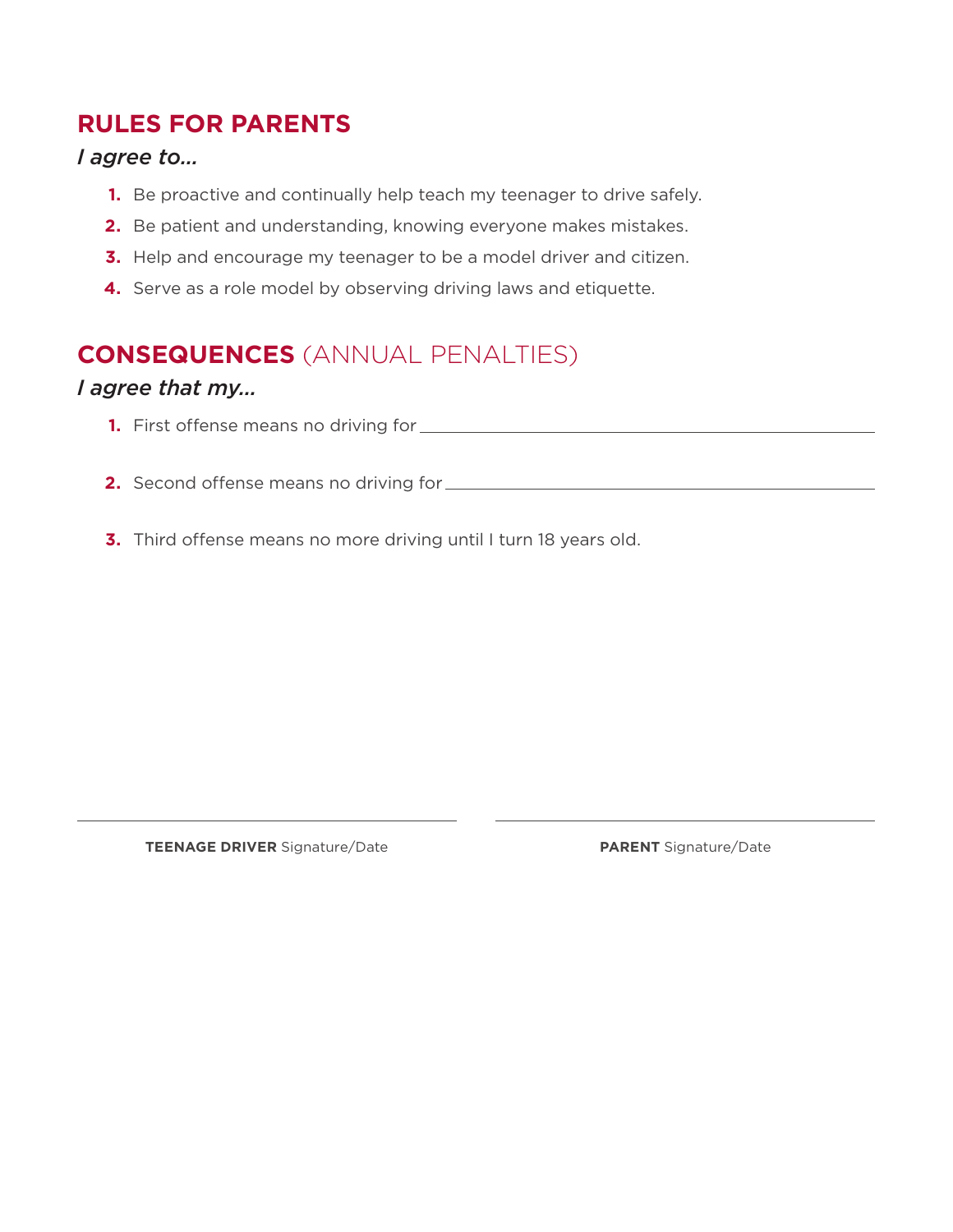## RULES FOR PARENTS

*I agree to...*

1. Be proactive and continually help teach my teenager to drive safely.
2. Be patient and understanding, knowing everyone makes mistakes.
3. Help and encourage my teenager to be a model driver and citizen.
4. Serve as a role model by observing driving laws and etiquette.

## CONSEQUENCES (ANNUAL PENALTIES)

*I agree that my...*

1. First offense means no driving for ______________________________
2. Second offense means no driving for ______________________________
3. Third offense means no more driving until I turn 18 years old.

______________________________ ______________________________

**TEENAGE DRIVER** Signature/Date **PARENT** Signature/Date